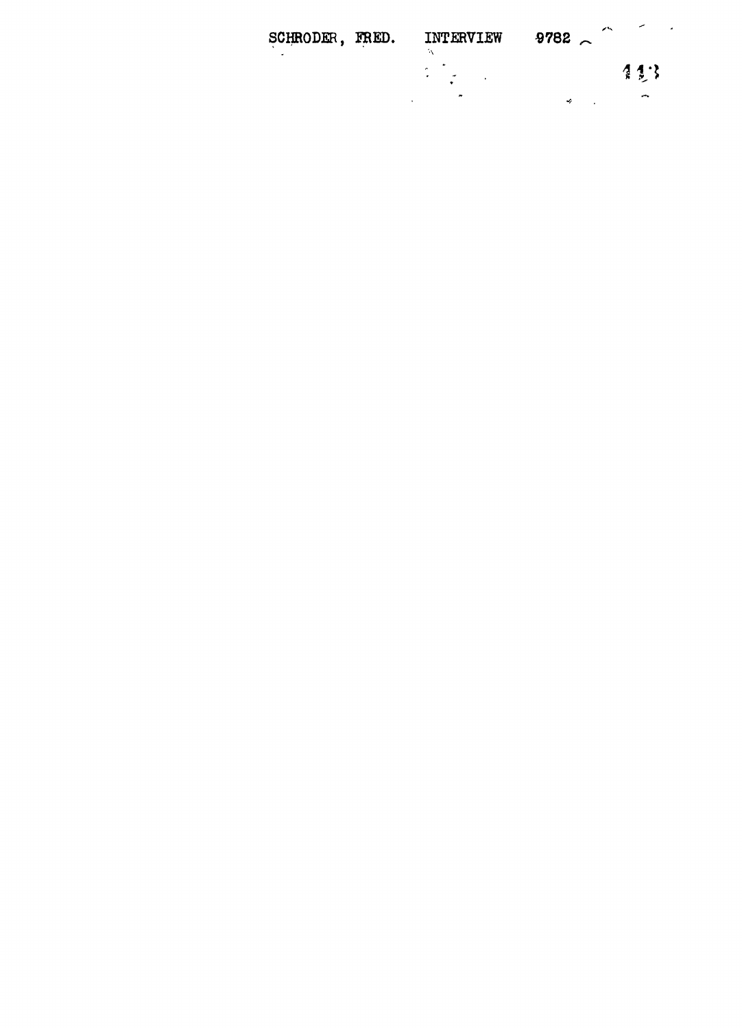SCHRODER, FRED. INTERVIEW 9782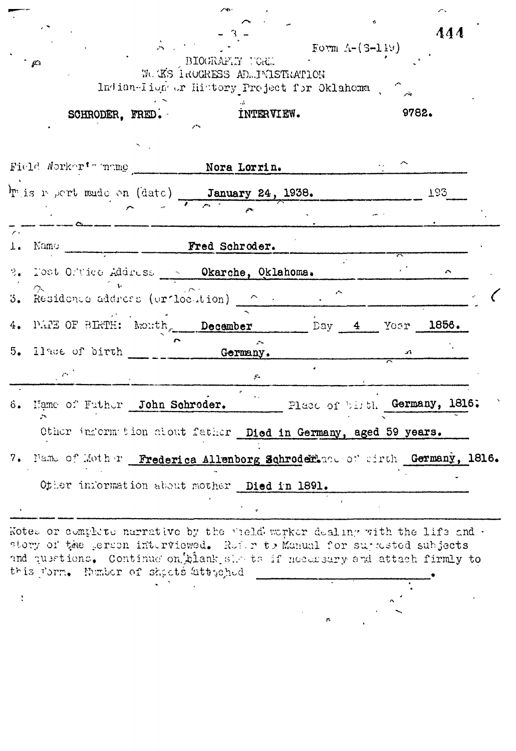Form A-(S-149)

BIOGRAPHY FORM
WORKS PROGRESS ADMINISTRATION
Indian-Pioneer History Project for Oklahoma

SCHRODER, FRED. INTERVIEW. 9782.

Field Worker's name: Nora Lorrin.

This report made on (date): January 24, 1938. 193__

1. Name: Fred Schroder.
2. Post Office Address: Okarche, Oklahoma.
3. Residence address (or location):
4. DATE OF BIRTH: Month December Day 4 Year 1856.
5. Place of birth: Germany.

6. Name of Father: John Schroder. Place of birth: Germany, 1816.

   Other information about father: Died in Germany, aged 59 years.

7. Name of Mother: Frederica Allenborg Schroder. Place of birth: Germany, 1816.

   Other information about mother: Died in 1891.

Notes or complete narrative by the field worker dealing with the life and story of the person interviewed. Refer to Manual for suggested subjects and questions. Continue on blank sheets if necessary and attach firmly to this form. Number of sheets attached ______________.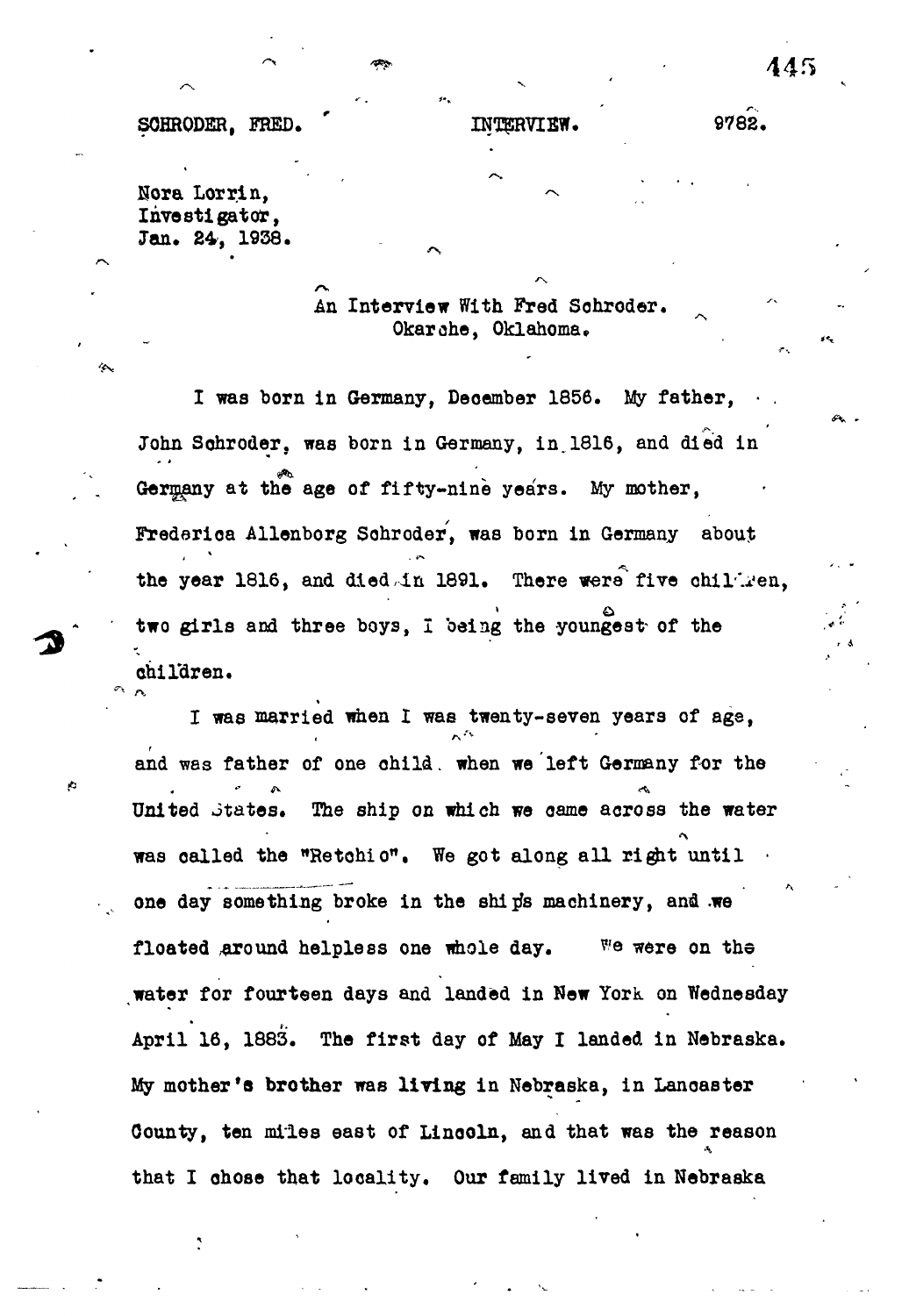SCHRODER, FRED. INTERVIEW. 9782.

Nora Lorrin,
Investigator,
Jan. 24, 1938.

An Interview With Fred Schroder.
Okarche, Oklahoma.

I was born in Germany, December 1856. My father, John Schroder, was born in Germany, in 1816, and died in Germany at the age of fifty-nine years. My mother, Frederica Allenborg Schroder, was born in Germany about the year 1816, and died in 1891. There were five children, two girls and three boys, I being the youngest of the children.

I was married when I was twenty-seven years of age, and was father of one child when we left Germany for the United States. The ship on which we came across the water was called the "Retchio". We got along all right until one day something broke in the ships machinery, and we floated around helpless one whole day. We were on the water for fourteen days and landed in New York on Wednesday April 16, 1883. The first day of May I landed in Nebraska. My mother's brother was living in Nebraska, in Lancaster County, ten miles east of Lincoln, and that was the reason that I chose that locality. Our family lived in Nebraska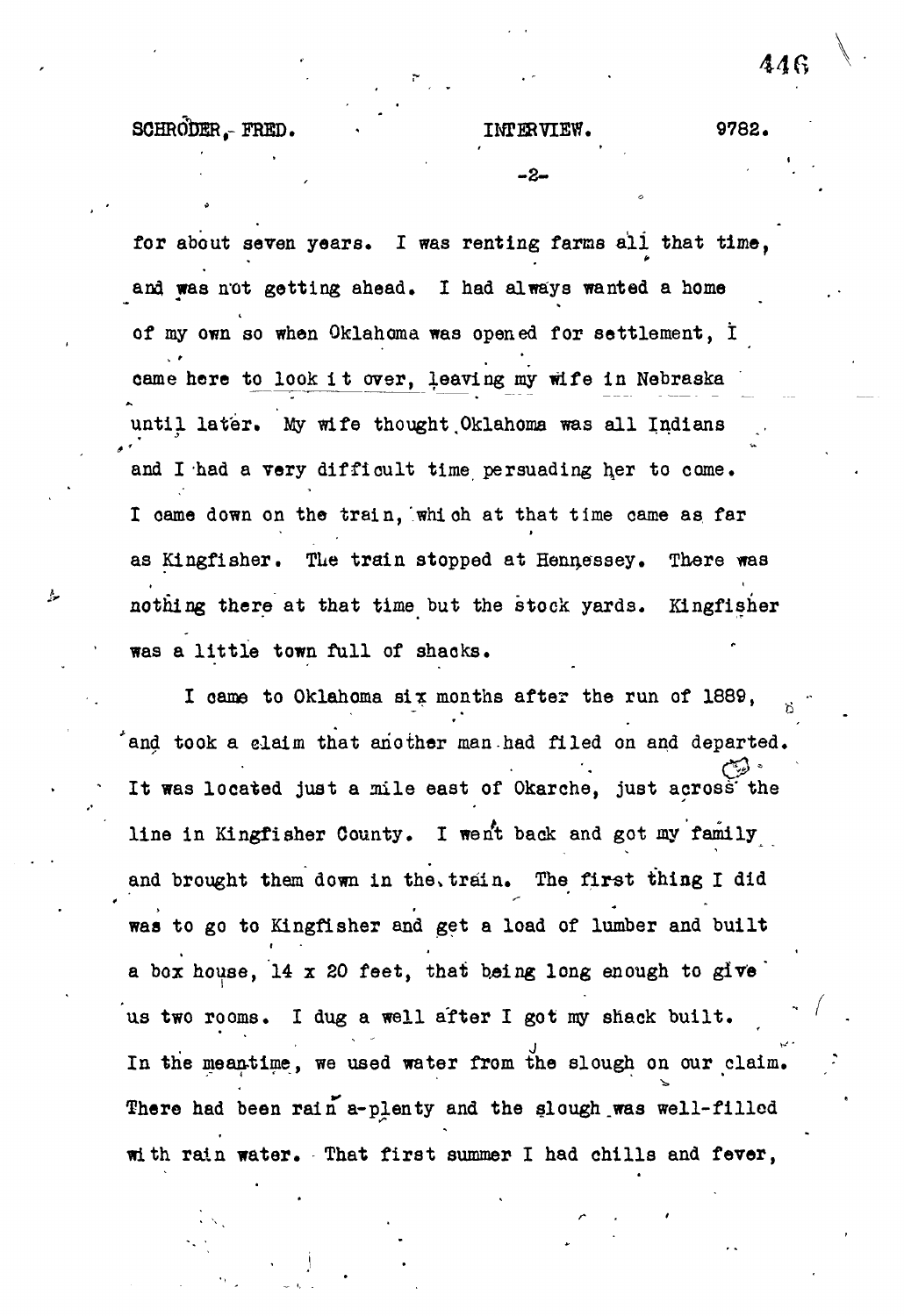for about seven years. I was renting farms all that time, and was not getting ahead. I had always wanted a home of my own so when Oklahoma was opened for settlement, I came here to look it over, leaving my wife in Nebraska until later. My wife thought Oklahoma was all Indians and I had a very difficult time persuading her to come. I came down on the train, which at that time came as far as Kingfisher. The train stopped at Hennessey. There was nothing there at that time but the stock yards. Kingfisher was a little town full of shacks.

I came to Oklahoma six months after the run of 1889, and took a claim that another man had filed on and departed. It was located just a mile east of Okarche, just across the line in Kingfisher County. I went back and got my family and brought them down in the train. The first thing I did was to go to Kingfisher and get a load of lumber and built a box house, 14 x 20 feet, that being long enough to give us two rooms. I dug a well after I got my shack built. In the meantime, we used water from the slough on our claim. There had been rain a-plenty and the slough was well-filled with rain water. That first summer I had chills and fever,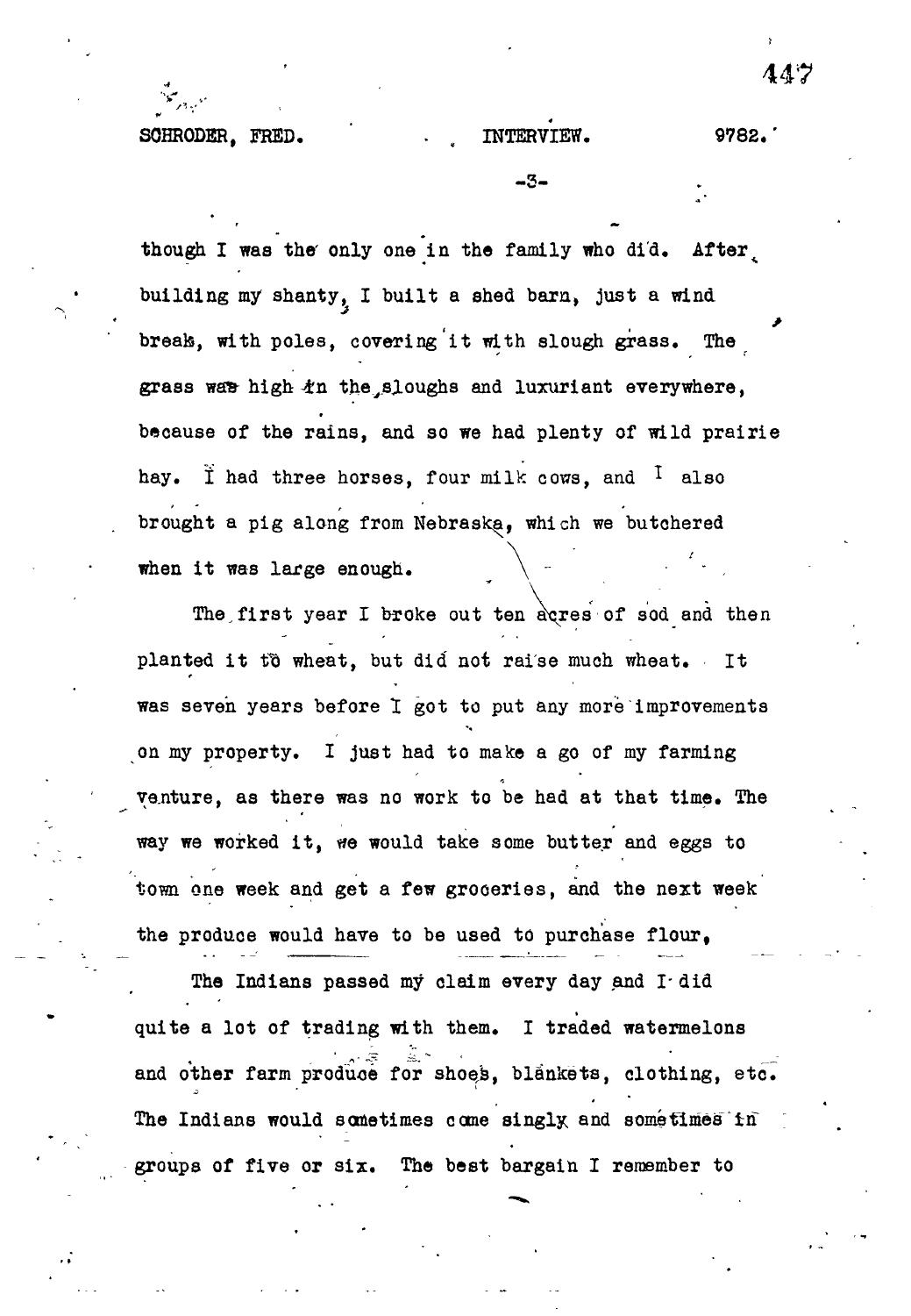though I was the only one in the family who did. After building my shanty, I built a shed barn, just a wind break, with poles, covering it with slough grass. The grass was high in the sloughs and luxuriant everywhere, because of the rains, and so we had plenty of wild prairie hay. I had three horses, four milk cows, and I also brought a pig along from Nebraska, which we butchered when it was large enough.

The first year I broke out ten acres of sod and then planted it to wheat, but did not raise much wheat. It was seven years before I got to put any more improvements on my property. I just had to make a go of my farming venture, as there was no work to be had at that time. The way we worked it, we would take some butter and eggs to town one week and get a few groceries, and the next week the produce would have to be used to purchase flour,

The Indians passed my claim every day and I did quite a lot of trading with them. I traded watermelons and other farm produce for shoes, blankets, clothing, etc. The Indians would sometimes come singly and sometimes in groups of five or six. The best bargain I remember to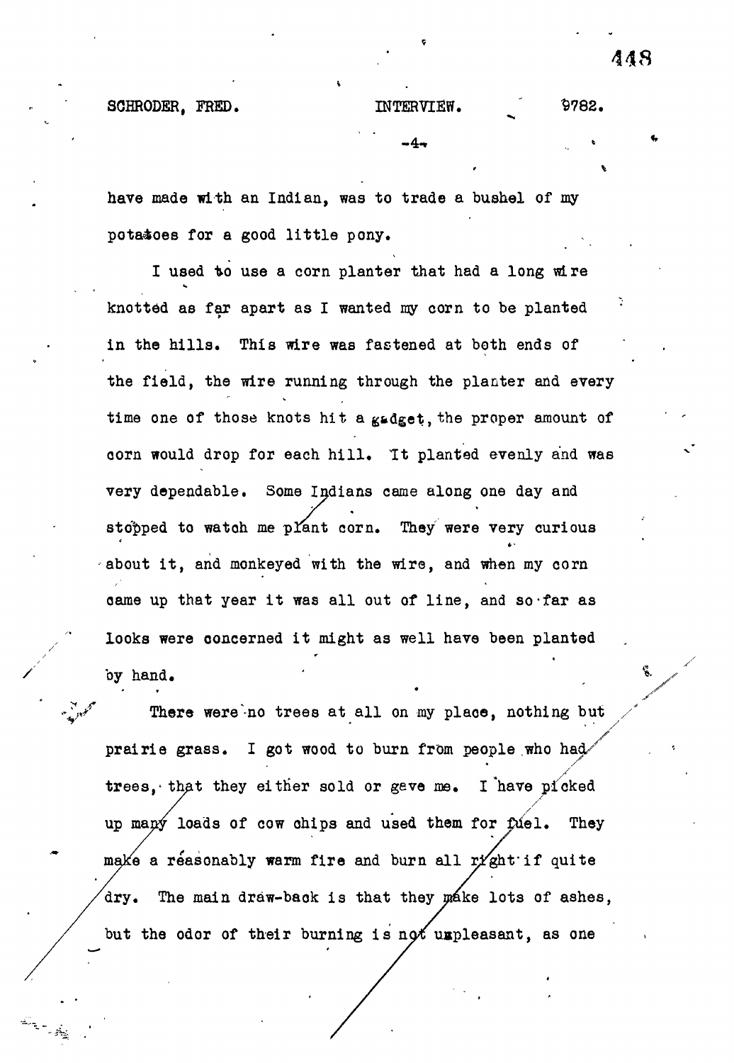have made with an Indian, was to trade a bushel of my potatoes for a good little pony.

I used to use a corn planter that had a long wire knotted as far apart as I wanted my corn to be planted in the hills. This wire was fastened at both ends of the field, the wire running through the planter and every time one of those knots hit a gadget, the proper amount of corn would drop for each hill. It planted evenly and was very dependable. Some Indians came along one day and stopped to watch me plant corn. They were very curious about it, and monkeyed with the wire, and when my corn came up that year it was all out of line, and so far as looks were concerned it might as well have been planted by hand.

There were no trees at all on my place, nothing but prairie grass. I got wood to burn from people who had trees, that they either sold or gave me. I have picked up many loads of cow chips and used them for fuel. They make a reasonably warm fire and burn all right if quite dry. The main draw-back is that they make lots of ashes, but the odor of their burning is not unpleasant, as one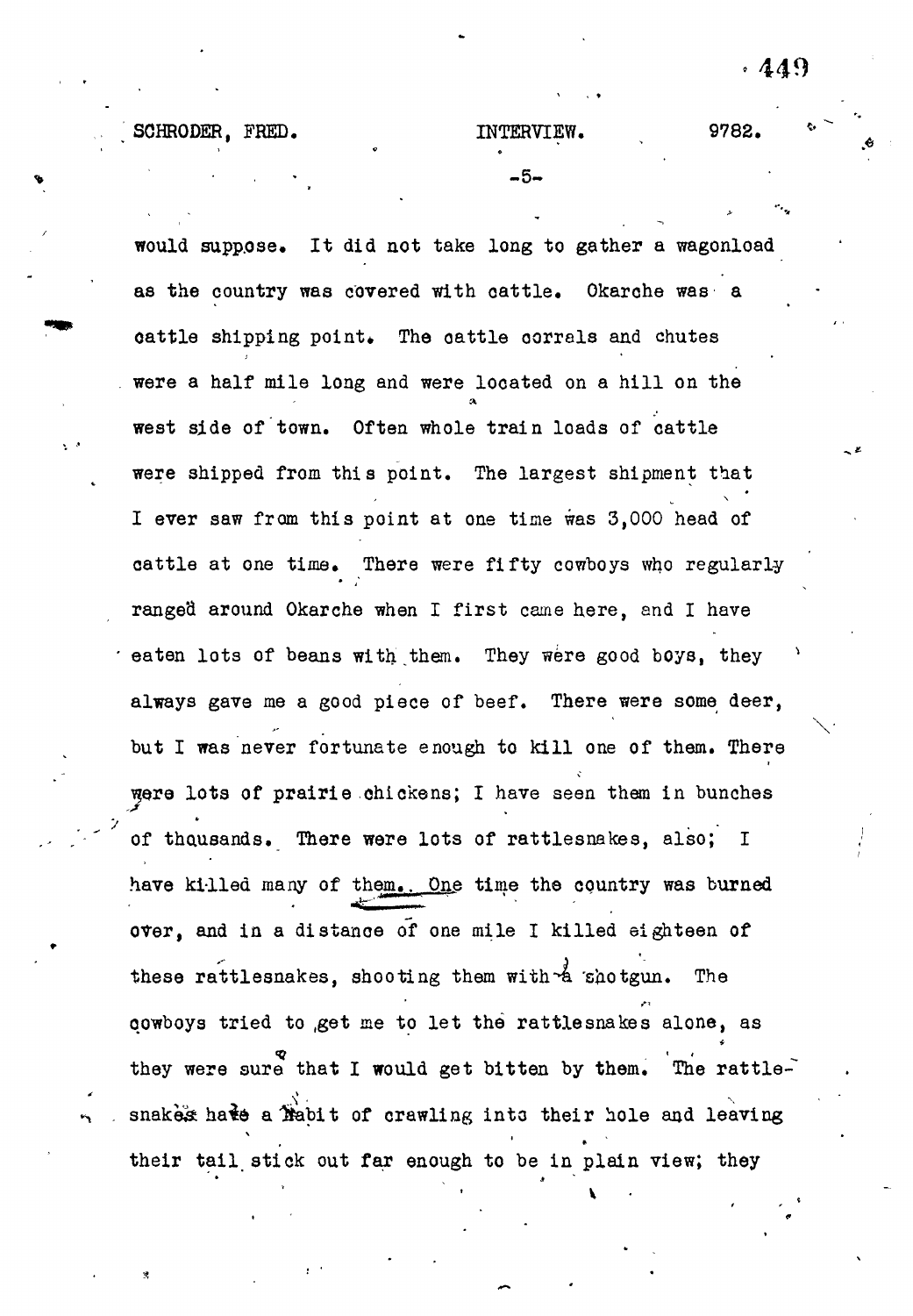would suppose. It did not take long to gather a wagonload as the country was covered with cattle. Okarche was a cattle shipping point. The cattle corrals and chutes were a half mile long and were located on a hill on the west side of town. Often whole train loads of cattle were shipped from this point. The largest shipment that I ever saw from this point at one time was 3,000 head of cattle at one time. There were fifty cowboys who regularly ranged around Okarche when I first came here, and I have eaten lots of beans with them. They were good boys, they always gave me a good piece of beef. There were some deer, but I was never fortunate enough to kill one of them. There were lots of prairie chickens; I have seen them in bunches of thousands. There were lots of rattlesnakes, also; I have killed many of them. One time the country was burned over, and in a distance of one mile I killed eighteen of these rattlesnakes, shooting them with a shotgun. The cowboys tried to get me to let the rattlesnakes alone, as they were sure that I would get bitten by them. The rattlesnakes have a habit of crawling into their hole and leaving their tail stick out far enough to be in plain view; they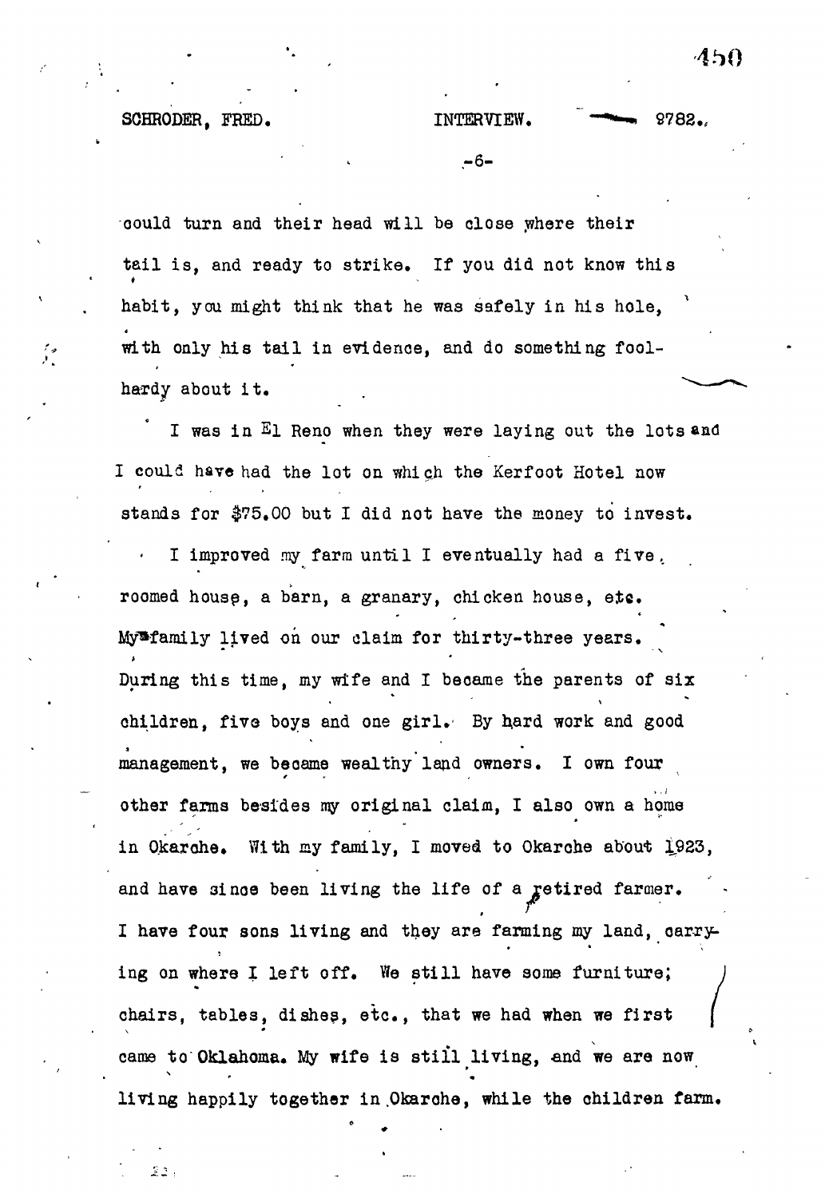could turn and their head will be close where their tail is, and ready to strike. If you did not know this habit, you might think that he was safely in his hole, with only his tail in evidence, and do something foolhardy about it.

I was in El Reno when they were laying out the lots and I could have had the lot on which the Kerfoot Hotel now stands for $75.00 but I did not have the money to invest.

I improved my farm until I eventually had a five roomed house, a barn, a granary, chicken house, etc. My family lived on our claim for thirty-three years. During this time, my wife and I became the parents of six children, five boys and one girl. By hard work and good management, we became wealthy land owners. I own four other farms besides my original claim, I also own a home in Okarche. With my family, I moved to Okarche about 1923, and have since been living the life of a retired farmer. I have four sons living and they are farming my land, carrying on where I left off. We still have some furniture; chairs, tables, dishes, etc., that we had when we first came to Oklahoma. My wife is still living, and we are now living happily together in Okarche, while the children farm.